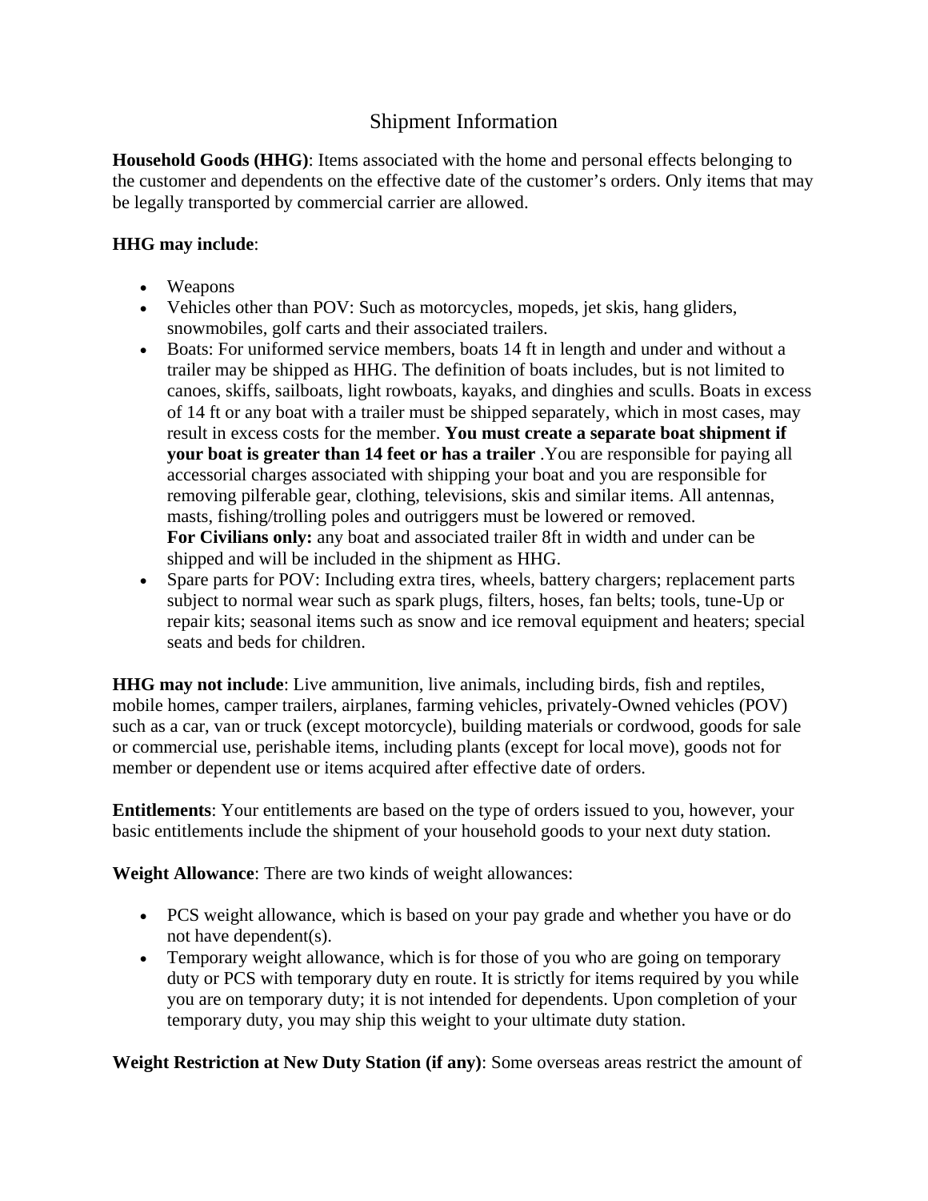# Shipment Information

**Household Goods (HHG)**: Items associated with the home and personal effects belonging to the customer and dependents on the effective date of the customer's orders. Only items that may be legally transported by commercial carrier are allowed.

**HHG may include**:

- Weapons
- Vehicles other than POV: Such as motorcycles, mopeds, jet skis, hang gliders, snowmobiles, golf carts and their associated trailers.
- Boats: For uniformed service members, boats 14 ft in length and under and without a trailer may be shipped as HHG. The definition of boats includes, but is not limited to canoes, skiffs, sailboats, light rowboats, kayaks, and dinghies and sculls. Boats in excess of 14 ft or any boat with a trailer must be shipped separately, which in most cases, may result in excess costs for the member. **You must create a separate boat shipment if your boat is greater than 14 feet or has a trailer** .You are responsible for paying all accessorial charges associated with shipping your boat and you are responsible for removing pilferable gear, clothing, televisions, skis and similar items. All antennas, masts, fishing/trolling poles and outriggers must be lowered or removed.
  **For Civilians only:** any boat and associated trailer 8ft in width and under can be shipped and will be included in the shipment as HHG.
- Spare parts for POV: Including extra tires, wheels, battery chargers; replacement parts subject to normal wear such as spark plugs, filters, hoses, fan belts; tools, tune-Up or repair kits; seasonal items such as snow and ice removal equipment and heaters; special seats and beds for children.

**HHG may not include**: Live ammunition, live animals, including birds, fish and reptiles, mobile homes, camper trailers, airplanes, farming vehicles, privately-Owned vehicles (POV) such as a car, van or truck (except motorcycle), building materials or cordwood, goods for sale or commercial use, perishable items, including plants (except for local move), goods not for member or dependent use or items acquired after effective date of orders.

**Entitlements**: Your entitlements are based on the type of orders issued to you, however, your basic entitlements include the shipment of your household goods to your next duty station.

**Weight Allowance**: There are two kinds of weight allowances:

- PCS weight allowance, which is based on your pay grade and whether you have or do not have dependent(s).
- Temporary weight allowance, which is for those of you who are going on temporary duty or PCS with temporary duty en route. It is strictly for items required by you while you are on temporary duty; it is not intended for dependents. Upon completion of your temporary duty, you may ship this weight to your ultimate duty station.

**Weight Restriction at New Duty Station (if any)**: Some overseas areas restrict the amount of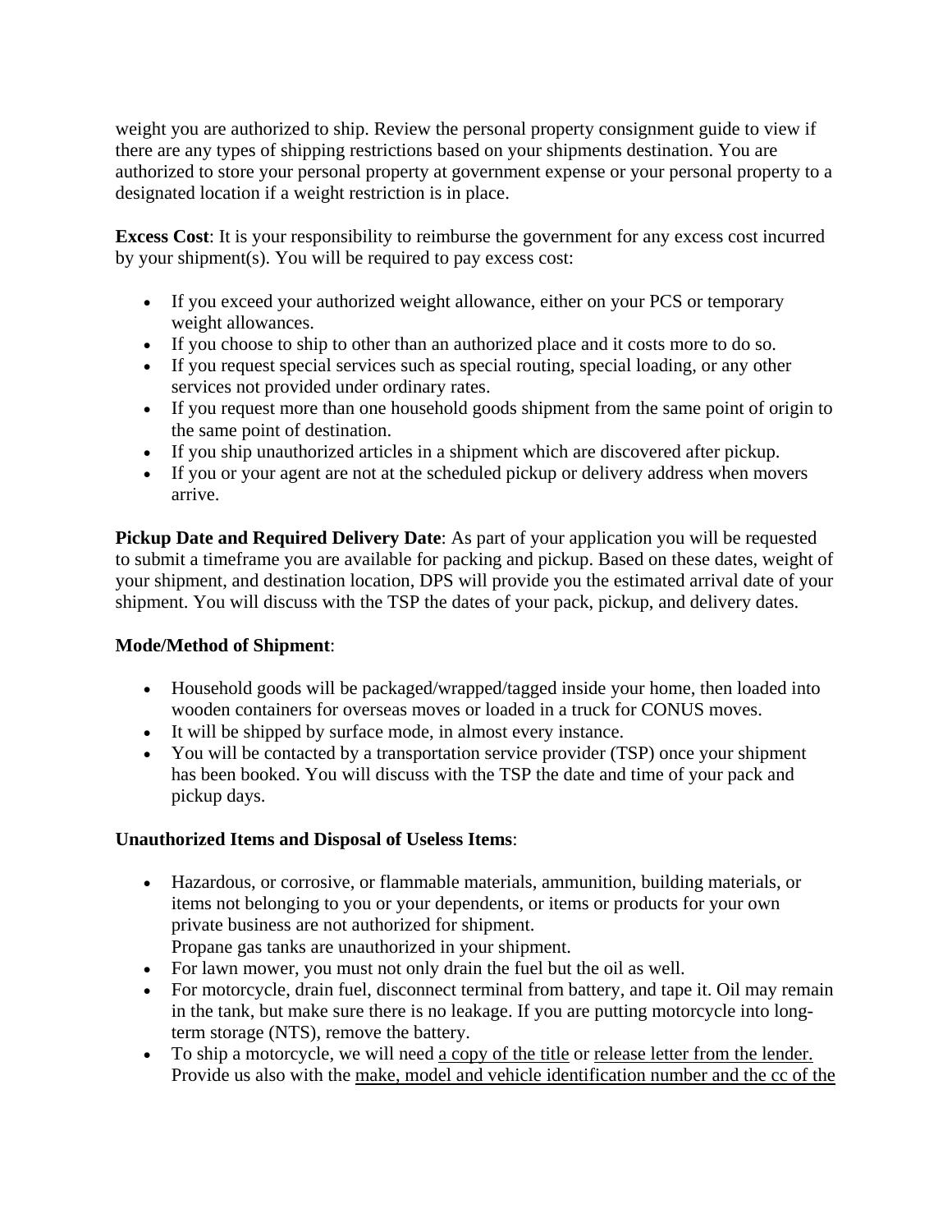weight you are authorized to ship. Review the personal property consignment guide to view if there are any types of shipping restrictions based on your shipments destination. You are authorized to store your personal property at government expense or your personal property to a designated location if a weight restriction is in place.

**Excess Cost**: It is your responsibility to reimburse the government for any excess cost incurred by your shipment(s). You will be required to pay excess cost:

- If you exceed your authorized weight allowance, either on your PCS or temporary weight allowances.
- If you choose to ship to other than an authorized place and it costs more to do so.
- If you request special services such as special routing, special loading, or any other services not provided under ordinary rates.
- If you request more than one household goods shipment from the same point of origin to the same point of destination.
- If you ship unauthorized articles in a shipment which are discovered after pickup.
- If you or your agent are not at the scheduled pickup or delivery address when movers arrive.

**Pickup Date and Required Delivery Date**: As part of your application you will be requested to submit a timeframe you are available for packing and pickup. Based on these dates, weight of your shipment, and destination location, DPS will provide you the estimated arrival date of your shipment. You will discuss with the TSP the dates of your pack, pickup, and delivery dates.

**Mode/Method of Shipment**:

- Household goods will be packaged/wrapped/tagged inside your home, then loaded into wooden containers for overseas moves or loaded in a truck for CONUS moves.
- It will be shipped by surface mode, in almost every instance.
- You will be contacted by a transportation service provider (TSP) once your shipment has been booked. You will discuss with the TSP the date and time of your pack and pickup days.

**Unauthorized Items and Disposal of Useless Items**:

- Hazardous, or corrosive, or flammable materials, ammunition, building materials, or items not belonging to you or your dependents, or items or products for your own private business are not authorized for shipment.
  Propane gas tanks are unauthorized in your shipment.
- For lawn mower, you must not only drain the fuel but the oil as well.
- For motorcycle, drain fuel, disconnect terminal from battery, and tape it. Oil may remain in the tank, but make sure there is no leakage. If you are putting motorcycle into long-term storage (NTS), remove the battery.
- To ship a motorcycle, we will need a copy of the title or release letter from the lender. Provide us also with the make, model and vehicle identification number and the cc of the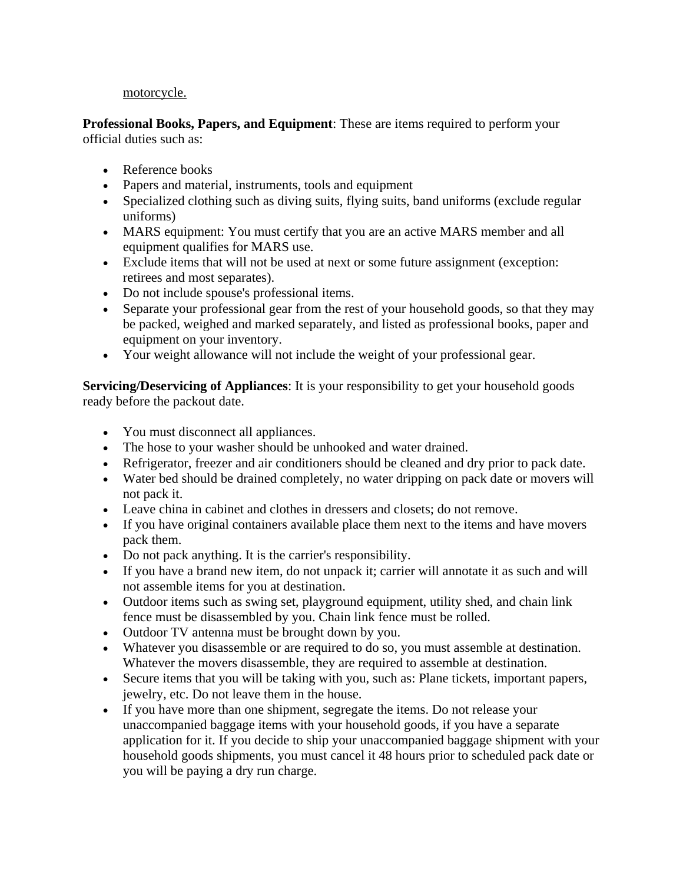motorcycle.

**Professional Books, Papers, and Equipment**: These are items required to perform your official duties such as:

- Reference books
- Papers and material, instruments, tools and equipment
- Specialized clothing such as diving suits, flying suits, band uniforms (exclude regular uniforms)
- MARS equipment: You must certify that you are an active MARS member and all equipment qualifies for MARS use.
- Exclude items that will not be used at next or some future assignment (exception: retirees and most separates).
- Do not include spouse's professional items.
- Separate your professional gear from the rest of your household goods, so that they may be packed, weighed and marked separately, and listed as professional books, paper and equipment on your inventory.
- Your weight allowance will not include the weight of your professional gear.

**Servicing/Deservicing of Appliances**: It is your responsibility to get your household goods ready before the packout date.

- You must disconnect all appliances.
- The hose to your washer should be unhooked and water drained.
- Refrigerator, freezer and air conditioners should be cleaned and dry prior to pack date.
- Water bed should be drained completely, no water dripping on pack date or movers will not pack it.
- Leave china in cabinet and clothes in dressers and closets; do not remove.
- If you have original containers available place them next to the items and have movers pack them.
- Do not pack anything. It is the carrier's responsibility.
- If you have a brand new item, do not unpack it; carrier will annotate it as such and will not assemble items for you at destination.
- Outdoor items such as swing set, playground equipment, utility shed, and chain link fence must be disassembled by you. Chain link fence must be rolled.
- Outdoor TV antenna must be brought down by you.
- Whatever you disassemble or are required to do so, you must assemble at destination. Whatever the movers disassemble, they are required to assemble at destination.
- Secure items that you will be taking with you, such as: Plane tickets, important papers, jewelry, etc. Do not leave them in the house.
- If you have more than one shipment, segregate the items. Do not release your unaccompanied baggage items with your household goods, if you have a separate application for it. If you decide to ship your unaccompanied baggage shipment with your household goods shipments, you must cancel it 48 hours prior to scheduled pack date or you will be paying a dry run charge.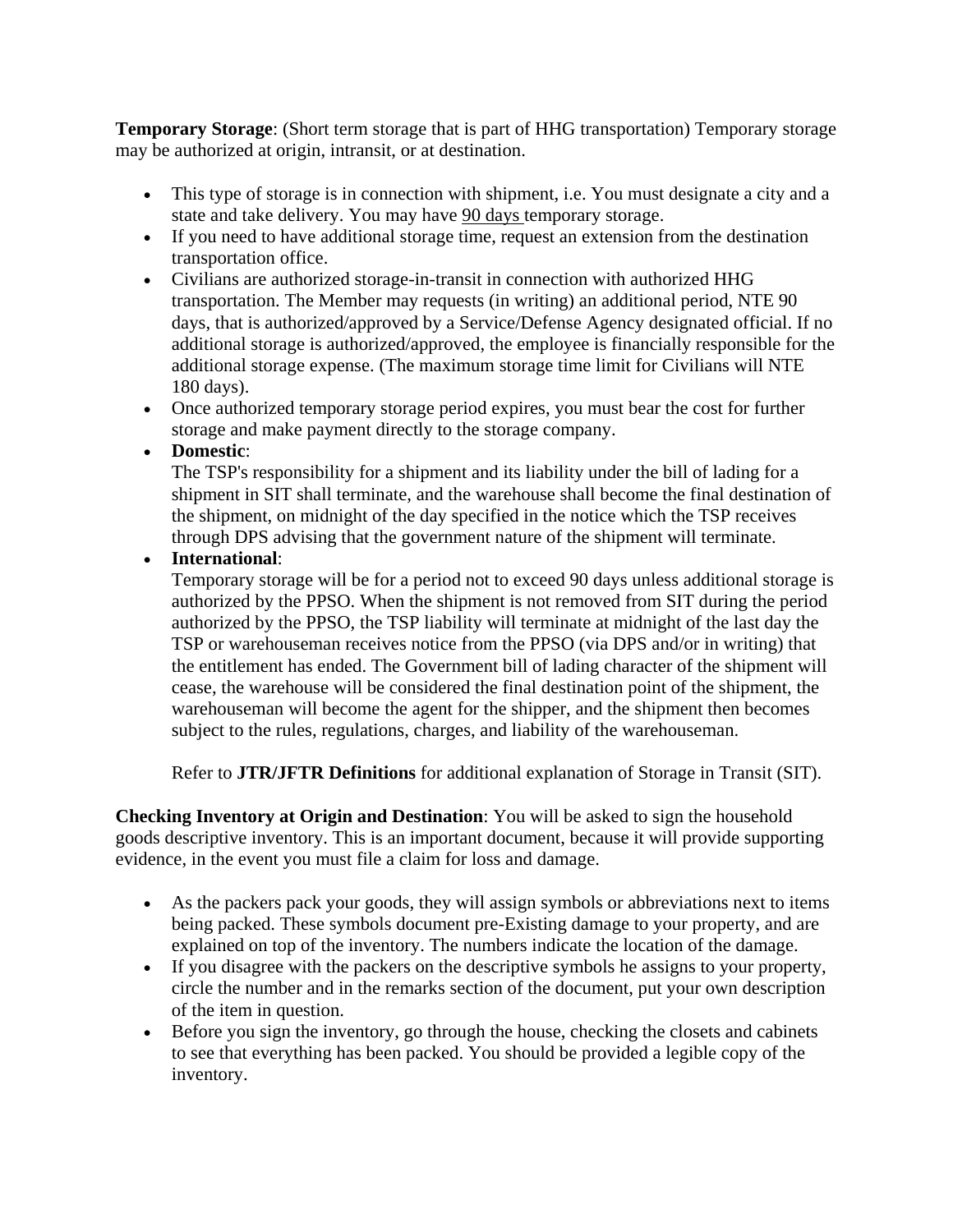**Temporary Storage**: (Short term storage that is part of HHG transportation) Temporary storage may be authorized at origin, intransit, or at destination.

- This type of storage is in connection with shipment, i.e. You must designate a city and a state and take delivery. You may have 90 days temporary storage.
- If you need to have additional storage time, request an extension from the destination transportation office.
- Civilians are authorized storage-in-transit in connection with authorized HHG transportation. The Member may requests (in writing) an additional period, NTE 90 days, that is authorized/approved by a Service/Defense Agency designated official. If no additional storage is authorized/approved, the employee is financially responsible for the additional storage expense. (The maximum storage time limit for Civilians will NTE 180 days).
- Once authorized temporary storage period expires, you must bear the cost for further storage and make payment directly to the storage company.
- **Domestic**:
  The TSP's responsibility for a shipment and its liability under the bill of lading for a shipment in SIT shall terminate, and the warehouse shall become the final destination of the shipment, on midnight of the day specified in the notice which the TSP receives through DPS advising that the government nature of the shipment will terminate.
- **International**:
  Temporary storage will be for a period not to exceed 90 days unless additional storage is authorized by the PPSO. When the shipment is not removed from SIT during the period authorized by the PPSO, the TSP liability will terminate at midnight of the last day the TSP or warehouseman receives notice from the PPSO (via DPS and/or in writing) that the entitlement has ended. The Government bill of lading character of the shipment will cease, the warehouse will be considered the final destination point of the shipment, the warehouseman will become the agent for the shipper, and the shipment then becomes subject to the rules, regulations, charges, and liability of the warehouseman.

  Refer to **JTR/JFTR Definitions** for additional explanation of Storage in Transit (SIT).

**Checking Inventory at Origin and Destination**: You will be asked to sign the household goods descriptive inventory. This is an important document, because it will provide supporting evidence, in the event you must file a claim for loss and damage.

- As the packers pack your goods, they will assign symbols or abbreviations next to items being packed. These symbols document pre-Existing damage to your property, and are explained on top of the inventory. The numbers indicate the location of the damage.
- If you disagree with the packers on the descriptive symbols he assigns to your property, circle the number and in the remarks section of the document, put your own description of the item in question.
- Before you sign the inventory, go through the house, checking the closets and cabinets to see that everything has been packed. You should be provided a legible copy of the inventory.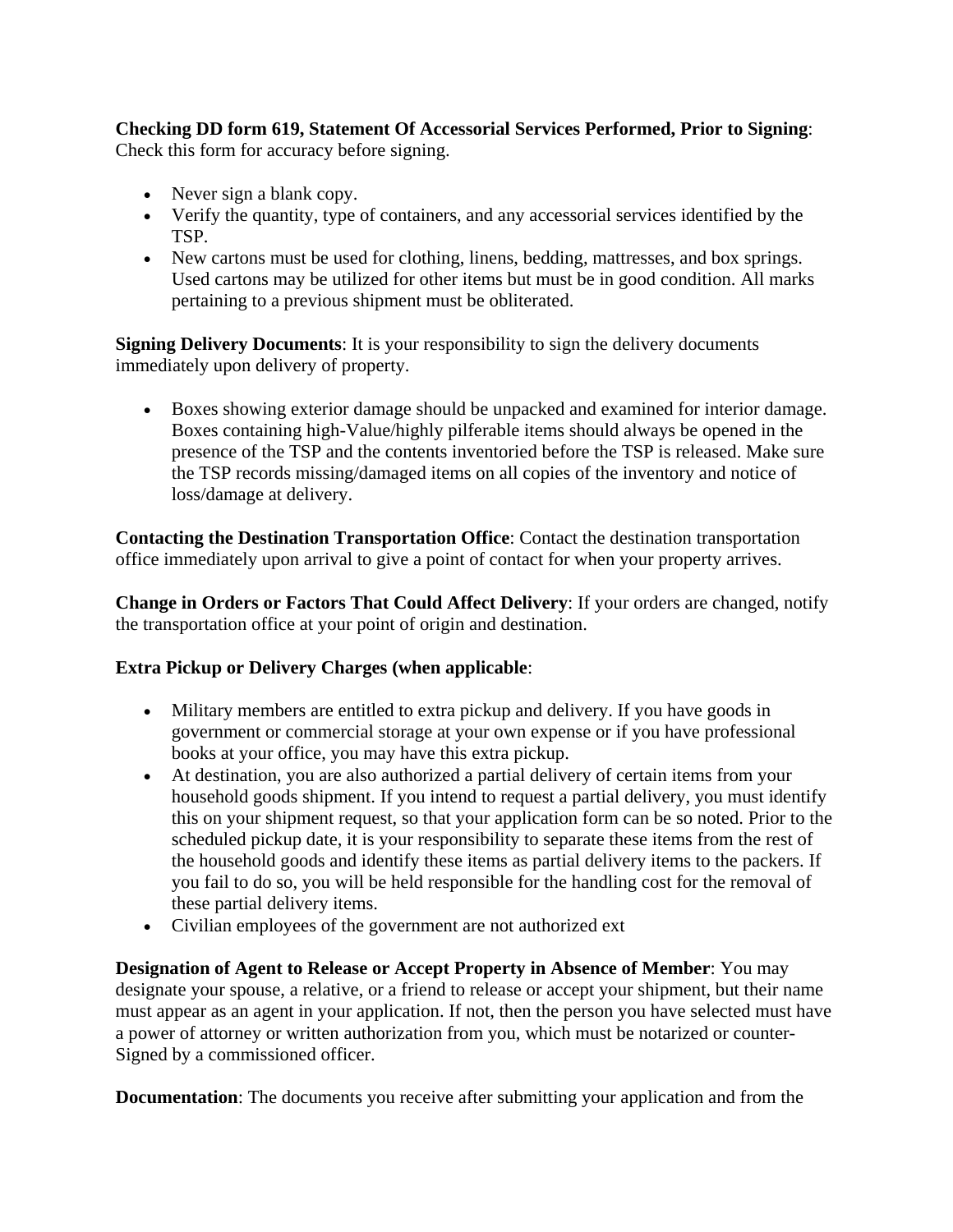**Checking DD form 619, Statement Of Accessorial Services Performed, Prior to Signing**: Check this form for accuracy before signing.

- Never sign a blank copy.
- Verify the quantity, type of containers, and any accessorial services identified by the TSP.
- New cartons must be used for clothing, linens, bedding, mattresses, and box springs. Used cartons may be utilized for other items but must be in good condition. All marks pertaining to a previous shipment must be obliterated.

**Signing Delivery Documents**: It is your responsibility to sign the delivery documents immediately upon delivery of property.

- Boxes showing exterior damage should be unpacked and examined for interior damage. Boxes containing high-Value/highly pilferable items should always be opened in the presence of the TSP and the contents inventoried before the TSP is released. Make sure the TSP records missing/damaged items on all copies of the inventory and notice of loss/damage at delivery.

**Contacting the Destination Transportation Office**: Contact the destination transportation office immediately upon arrival to give a point of contact for when your property arrives.

**Change in Orders or Factors That Could Affect Delivery**: If your orders are changed, notify the transportation office at your point of origin and destination.

**Extra Pickup or Delivery Charges (when applicable**:

- Military members are entitled to extra pickup and delivery. If you have goods in government or commercial storage at your own expense or if you have professional books at your office, you may have this extra pickup.
- At destination, you are also authorized a partial delivery of certain items from your household goods shipment. If you intend to request a partial delivery, you must identify this on your shipment request, so that your application form can be so noted. Prior to the scheduled pickup date, it is your responsibility to separate these items from the rest of the household goods and identify these items as partial delivery items to the packers. If you fail to do so, you will be held responsible for the handling cost for the removal of these partial delivery items.
- Civilian employees of the government are not authorized ext

**Designation of Agent to Release or Accept Property in Absence of Member**: You may designate your spouse, a relative, or a friend to release or accept your shipment, but their name must appear as an agent in your application. If not, then the person you have selected must have a power of attorney or written authorization from you, which must be notarized or counter-Signed by a commissioned officer.

**Documentation**: The documents you receive after submitting your application and from the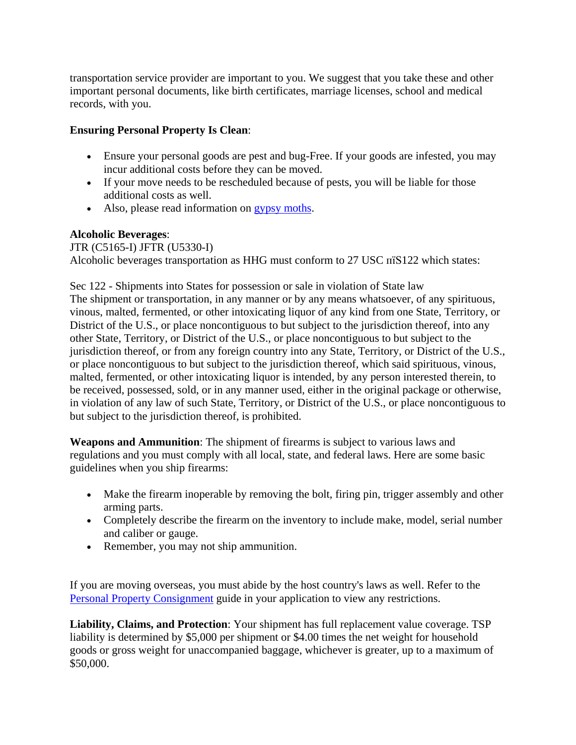transportation service provider are important to you. We suggest that you take these and other important personal documents, like birth certificates, marriage licenses, school and medical records, with you.

**Ensuring Personal Property Is Clean**:

- Ensure your personal goods are pest and bug-Free. If your goods are infested, you may incur additional costs before they can be moved.
- If your move needs to be rescheduled because of pests, you will be liable for those additional costs as well.
- Also, please read information on gypsy moths.

**Alcoholic Beverages**:
JTR (C5165-I) JFTR (U5330-I)
Alcoholic beverages transportation as HHG must conform to 27 USC пїS122 which states:

Sec 122 - Shipments into States for possession or sale in violation of State law
The shipment or transportation, in any manner or by any means whatsoever, of any spirituous, vinous, malted, fermented, or other intoxicating liquor of any kind from one State, Territory, or District of the U.S., or place noncontiguous to but subject to the jurisdiction thereof, into any other State, Territory, or District of the U.S., or place noncontiguous to but subject to the jurisdiction thereof, or from any foreign country into any State, Territory, or District of the U.S., or place noncontiguous to but subject to the jurisdiction thereof, which said spiritious, vinous, malted, fermented, or other intoxicating liquor is intended, by any person interested therein, to be received, possessed, sold, or in any manner used, either in the original package or otherwise, in violation of any law of such State, Territory, or District of the U.S., or place noncontiguous to but subject to the jurisdiction thereof, is prohibited.

**Weapons and Ammunition**: The shipment of firearms is subject to various laws and regulations and you must comply with all local, state, and federal laws. Here are some basic guidelines when you ship firearms:

- Make the firearm inoperable by removing the bolt, firing pin, trigger assembly and other arming parts.
- Completely describe the firearm on the inventory to include make, model, serial number and caliber or gauge.
- Remember, you may not ship ammunition.

If you are moving overseas, you must abide by the host country's laws as well. Refer to the Personal Property Consignment guide in your application to view any restrictions.

**Liability, Claims, and Protection**: Your shipment has full replacement value coverage. TSP liability is determined by $5,000 per shipment or $4.00 times the net weight for household goods or gross weight for unaccompanied baggage, whichever is greater, up to a maximum of $50,000.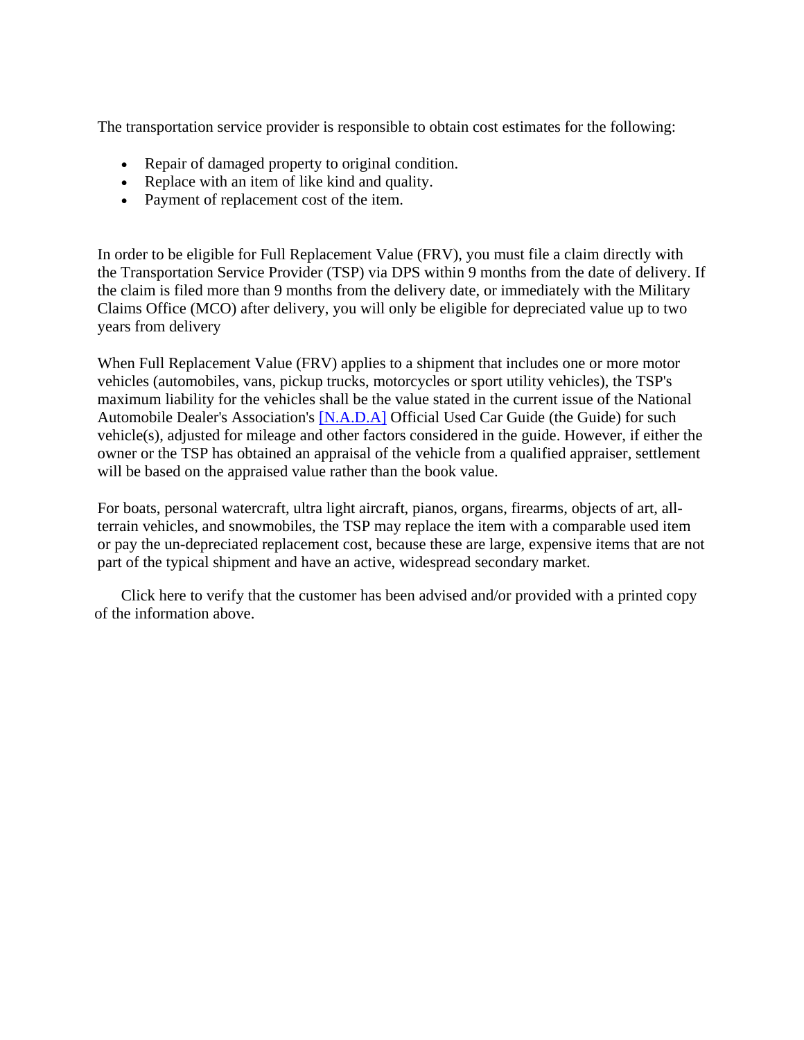The transportation service provider is responsible to obtain cost estimates for the following:

- Repair of damaged property to original condition.
- Replace with an item of like kind and quality.
- Payment of replacement cost of the item.

In order to be eligible for Full Replacement Value (FRV), you must file a claim directly with the Transportation Service Provider (TSP) via DPS within 9 months from the date of delivery. If the claim is filed more than 9 months from the delivery date, or immediately with the Military Claims Office (MCO) after delivery, you will only be eligible for depreciated value up to two years from delivery

When Full Replacement Value (FRV) applies to a shipment that includes one or more motor vehicles (automobiles, vans, pickup trucks, motorcycles or sport utility vehicles), the TSP's maximum liability for the vehicles shall be the value stated in the current issue of the National Automobile Dealer's Association's [N.A.D.A] Official Used Car Guide (the Guide) for such vehicle(s), adjusted for mileage and other factors considered in the guide. However, if either the owner or the TSP has obtained an appraisal of the vehicle from a qualified appraiser, settlement will be based on the appraised value rather than the book value.

For boats, personal watercraft, ultra light aircraft, pianos, organs, firearms, objects of art, all-terrain vehicles, and snowmobiles, the TSP may replace the item with a comparable used item or pay the un-depreciated replacement cost, because these are large, expensive items that are not part of the typical shipment and have an active, widespread secondary market.

Click here to verify that the customer has been advised and/or provided with a printed copy of the information above.